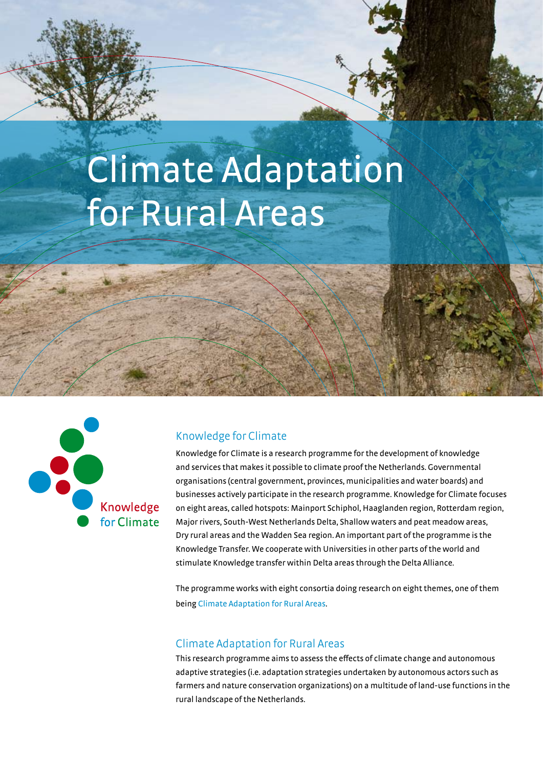# Climate Adaptation for Rural Areas

Knowledge for Climate

## Knowledge for Climate

Knowledge for Climate is a research programme for the development of knowledge and services that makes it possible to climate proof the Netherlands. Governmental organisations (central government, provinces, municipalities and water boards) and businesses actively participate in the research programme. Knowledge for Climate focuses on eight areas, called hotspots: Mainport Schiphol, Haaglanden region, Rotterdam region, Major rivers, South-West Netherlands Delta, Shallow waters and peat meadow areas, Dry rural areas and the Wadden Sea region. An important part of the programme is the Knowledge Transfer. We cooperate with Universities in other parts of the world and stimulate Knowledge transfer within Delta areas through the Delta Alliance.

The programme works with eight consortia doing research on eight themes, one of them being Climate Adaptation for Rural Areas.

## Climate Adaptation for Rural Areas

This research programme aims to assess the effects of climate change and autonomous adaptive strategies (i.e. adaptation strategies undertaken by autonomous actors such as farmers and nature conservation organizations) on a multitude of land-use functions in the rural landscape of the Netherlands.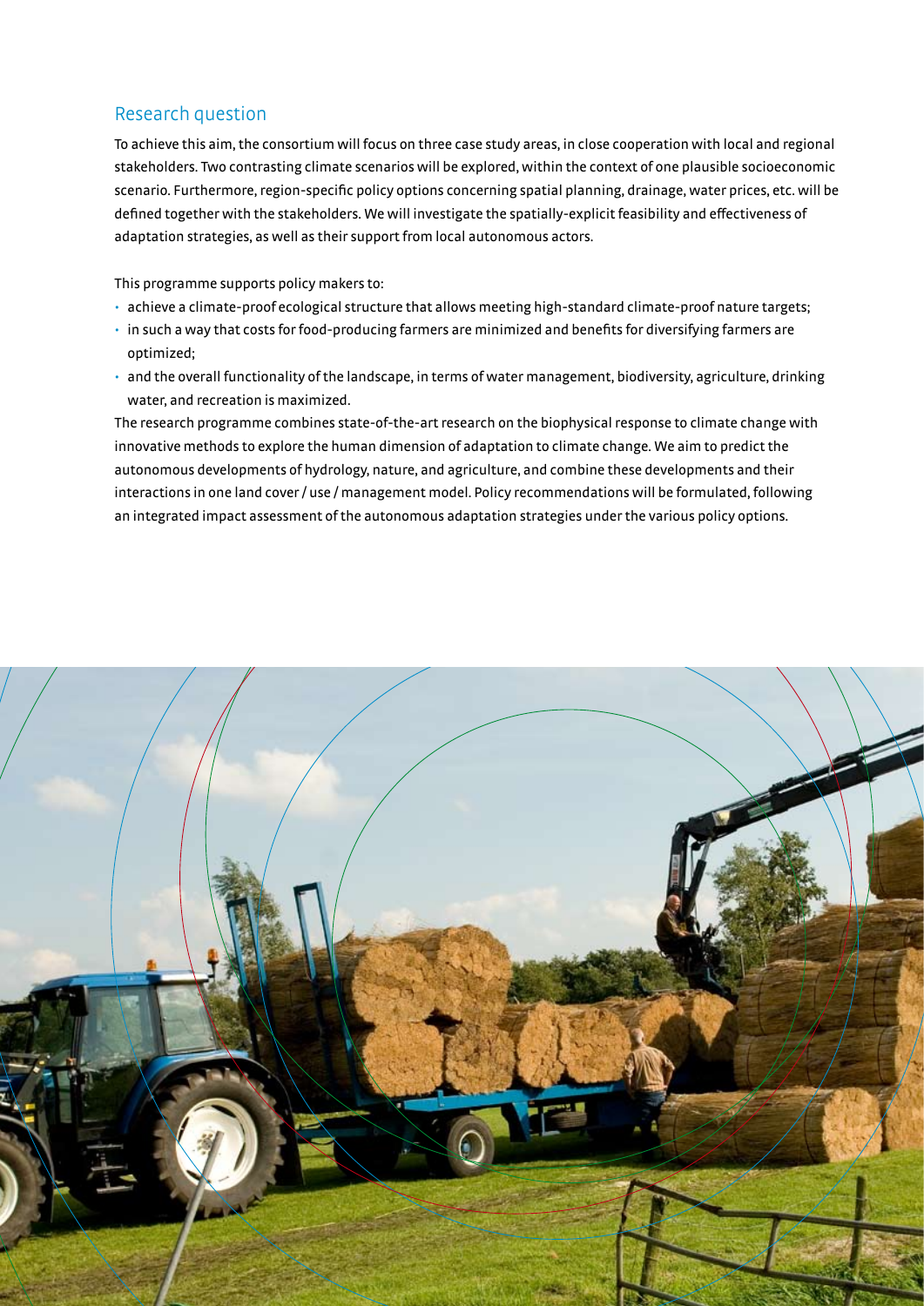## Research question

To achieve this aim, the consortium will focus on three case study areas, in close cooperation with local and regional stakeholders. Two contrasting climate scenarios will be explored, within the context of one plausible socioeconomic scenario. Furthermore, region-specific policy options concerning spatial planning, drainage, water prices, etc. will be defined together with the stakeholders. We will investigate the spatially-explicit feasibility and effectiveness of adaptation strategies, as well as their support from local autonomous actors.

This programme supports policy makers to:

- achieve a climate-proof ecological structure that allows meeting high-standard climate-proof nature targets;
- in such a way that costs for food-producing farmers are minimized and benefits for diversifying farmers are optimized;
- and the overall functionality of the landscape, in terms of water management, biodiversity, agriculture, drinking water, and recreation is maximized.

The research programme combines state-of-the-art research on the biophysical response to climate change with innovative methods to explore the human dimension of adaptation to climate change. We aim to predict the autonomous developments of hydrology, nature, and agriculture, and combine these developments and their interactions in one land cover / use / management model. Policy recommendations will be formulated, following an integrated impact assessment of the autonomous adaptation strategies under the various policy options.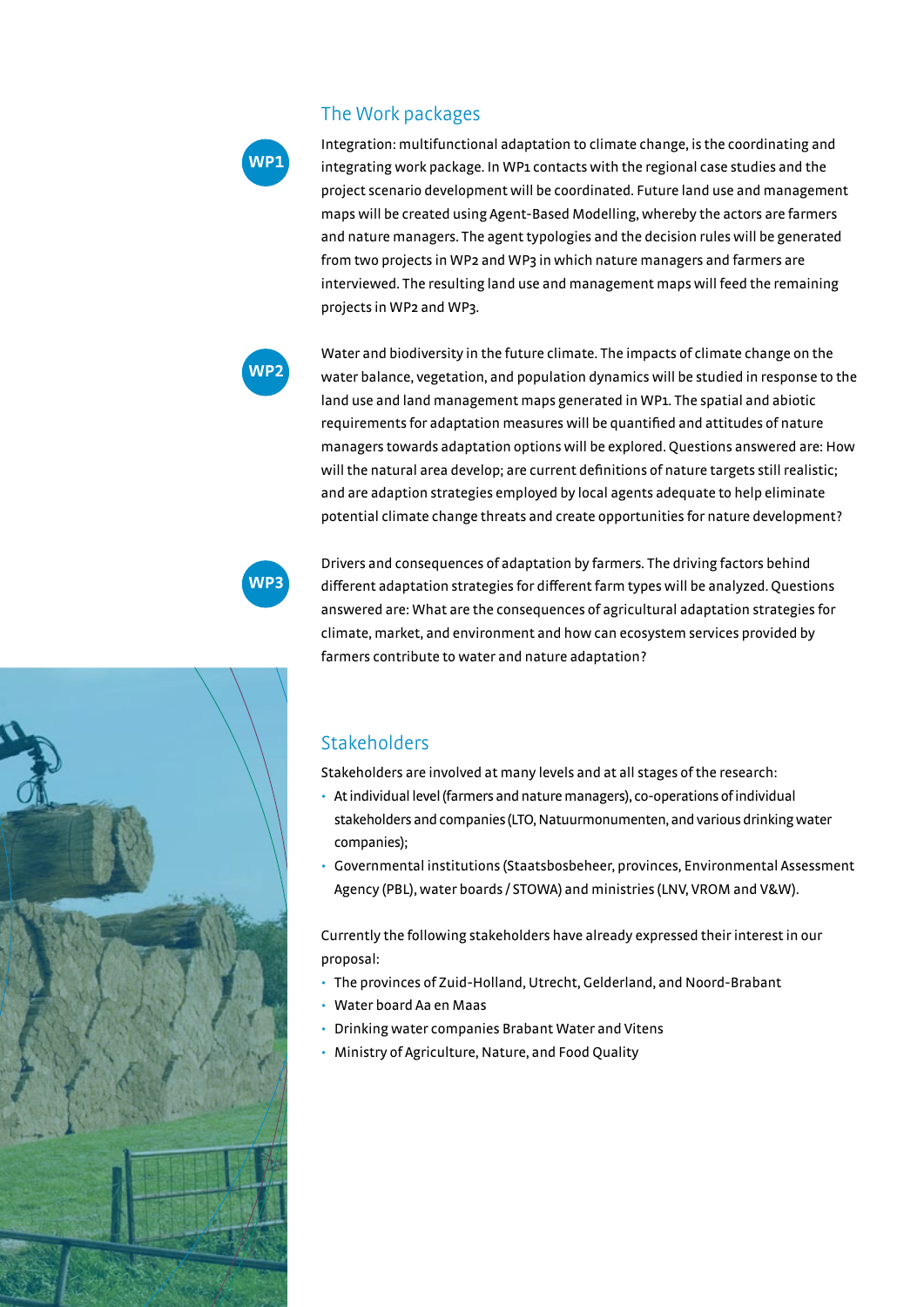## The Work packages

**WP1**

Integration: multifunctional adaptation to climate change, is the coordinating and integrating work package. In WP1 contacts with the regional case studies and the project scenario development will be coordinated. Future land use and management maps will be created using Agent-Based Modelling, whereby the actors are farmers and nature managers. The agent typologies and the decision rules will be generated from two projects in WP2 and WP3 in which nature managers and farmers are interviewed. The resulting land use and management maps will feed the remaining projects in WP2 and WP3.

**WP2**

Water and biodiversity in the future climate. The impacts of climate change on the water balance, vegetation, and population dynamics will be studied in response to the land use and land management maps generated in WP1. The spatial and abiotic requirements for adaptation measures will be quantified and attitudes of nature managers towards adaptation options will be explored. Questions answered are: How will the natural area develop; are current definitions of nature targets still realistic; and are adaption strategies employed by local agents adequate to help eliminate potential climate change threats and create opportunities for nature development?

**WP3**

Drivers and consequences of adaptation by farmers. The driving factors behind different adaptation strategies for different farm types will be analyzed. Questions answered are: What are the consequences of agricultural adaptation strategies for climate, market, and environment and how can ecosystem services provided by farmers contribute to water and nature adaptation?

## Stakeholders

Stakeholders are involved at many levels and at all stages of the research:

- At individual level (farmers and nature managers), co-operations of individual stakeholders and companies (LTO, Natuurmonumenten, and various drinking water companies);
- Governmental institutions (Staatsbosbeheer, provinces, Environmental Assessment Agency (PBL), water boards / STOWA) and ministries (LNV, VROM and V&W).

Currently the following stakeholders have already expressed their interest in our proposal:

- The provinces of Zuid-Holland, Utrecht, Gelderland, and Noord-Brabant
- Water board Aa en Maas
- Drinking water companies Brabant Water and Vitens
- Ministry of Agriculture, Nature, and Food Quality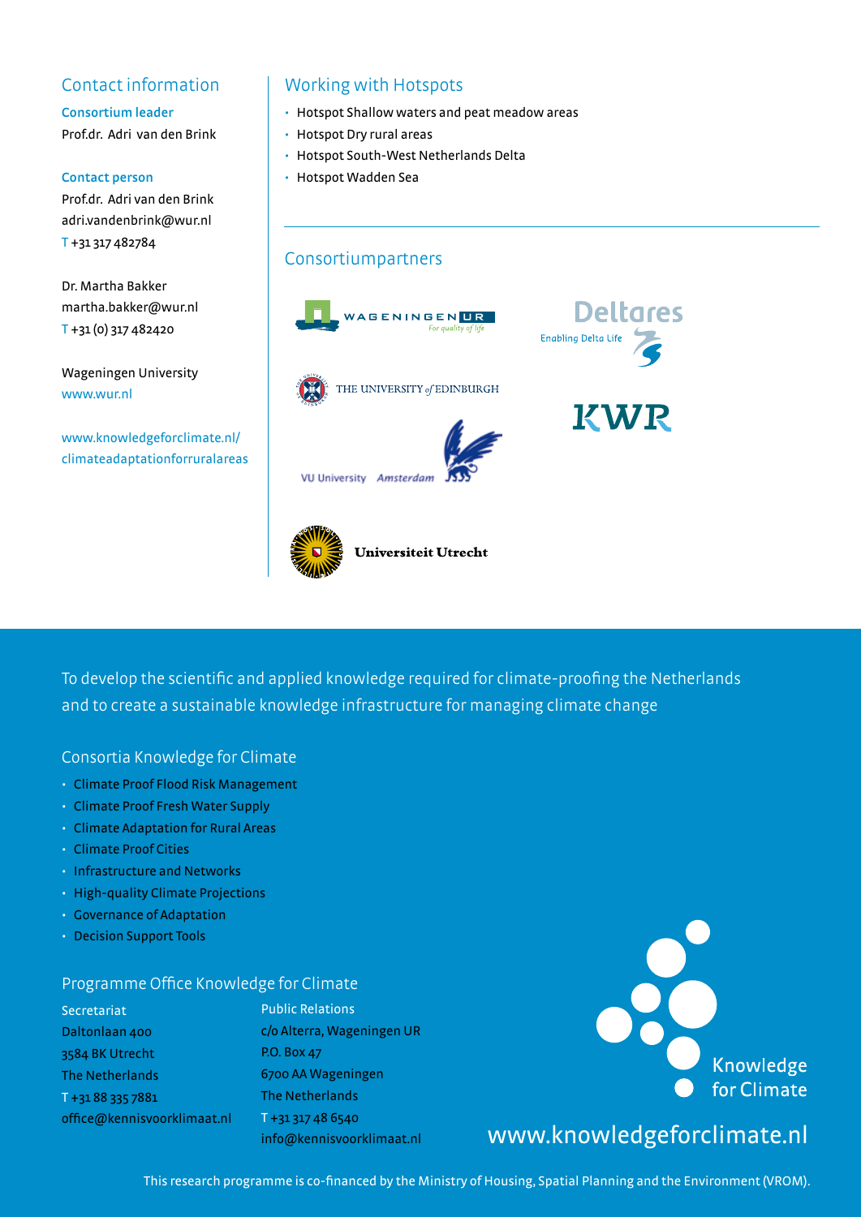## Contact information

**Consortium leader**
Prof.dr. Adri van den Brink

**Contact person**
Prof.dr. Adri van den Brink
adri.vandenbrink@wur.nl
T +31 317 482784

Dr. Martha Bakker
martha.bakker@wur.nl
T +31 (0) 317 482420

Wageningen University
www.wur.nl

www.knowledgeforclimate.nl/climateadaptationforruralareas

## Working with Hotspots

- Hotspot Shallow waters and peat meadow areas
- Hotspot Dry rural areas
- Hotspot South-West Netherlands Delta
- Hotspot Wadden Sea

## Consortiumpartners

WAGENINGEN UR *For quality of life*

Deltares *Enabling Delta Life*

THE UNIVERSITY *of* EDINBURGH

KWR

VU University Amsterdam

Universiteit Utrecht

To develop the scientific and applied knowledge required for climate-proofing the Netherlands and to create a sustainable knowledge infrastructure for managing climate change

## Consortia Knowledge for Climate

- Climate Proof Flood Risk Management
- Climate Proof Fresh Water Supply
- Climate Adaptation for Rural Areas
- Climate Proof Cities
- Infrastructure and Networks
- High-quality Climate Projections
- Governance of Adaptation
- Decision Support Tools

## Programme Office Knowledge for Climate

Secretariat
Daltonlaan 400
3584 BK Utrecht
The Netherlands
T +31 88 335 7881
office@kennisvoorklimaat.nl

Public Relations
c/o Alterra, Wageningen UR
P.O. Box 47
6700 AA Wageningen
The Netherlands
T +31 317 48 6540
info@kennisvoorklimaat.nl

Knowledge for Climate

www.knowledgeforclimate.nl

This research programme is co-financed by the Ministry of Housing, Spatial Planning and the Environment (VROM).